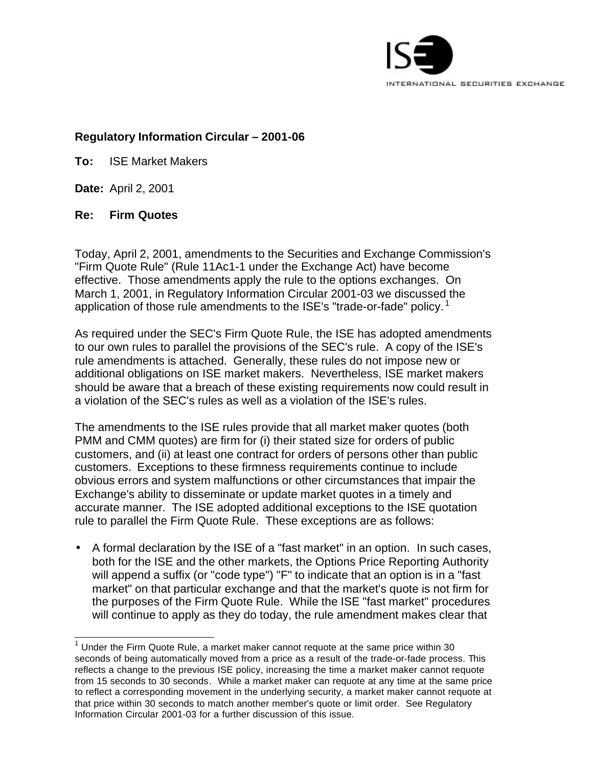**Regulatory Information Circular – 2001-06**

**To:** ISE Market Makers

**Date:** April 2, 2001

**Re: Firm Quotes**

Today, April 2, 2001, amendments to the Securities and Exchange Commission's "Firm Quote Rule" (Rule 11Ac1-1 under the Exchange Act) have become effective. Those amendments apply the rule to the options exchanges. On March 1, 2001, in Regulatory Information Circular 2001-03 we discussed the application of those rule amendments to the ISE's "trade-or-fade" policy.[1]

As required under the SEC's Firm Quote Rule, the ISE has adopted amendments to our own rules to parallel the provisions of the SEC's rule. A copy of the ISE's rule amendments is attached. Generally, these rules do not impose new or additional obligations on ISE market makers. Nevertheless, ISE market makers should be aware that a breach of these existing requirements now could result in a violation of the SEC's rules as well as a violation of the ISE's rules.

The amendments to the ISE rules provide that all market maker quotes (both PMM and CMM quotes) are firm for (i) their stated size for orders of public customers, and (ii) at least one contract for orders of persons other than public customers. Exceptions to these firmness requirements continue to include obvious errors and system malfunctions or other circumstances that impair the Exchange's ability to disseminate or update market quotes in a timely and accurate manner. The ISE adopted additional exceptions to the ISE quotation rule to parallel the Firm Quote Rule. These exceptions are as follows:

- A formal declaration by the ISE of a "fast market" in an option. In such cases, both for the ISE and the other markets, the Options Price Reporting Authority will append a suffix (or "code type") "F" to indicate that an option is in a "fast market" on that particular exchange and that the market's quote is not firm for the purposes of the Firm Quote Rule. While the ISE "fast market" procedures will continue to apply as they do today, the rule amendment makes clear that

---

[1] Under the Firm Quote Rule, a market maker cannot requote at the same price within 30 seconds of being automatically moved from a price as a result of the trade-or-fade process. This reflects a change to the previous ISE policy, increasing the time a market maker cannot requote from 15 seconds to 30 seconds. While a market maker can requote at any time at the same price to reflect a corresponding movement in the underlying security, a market maker cannot requote at that price within 30 seconds to match another member's quote or limit order. See Regulatory Information Circular 2001-03 for a further discussion of this issue.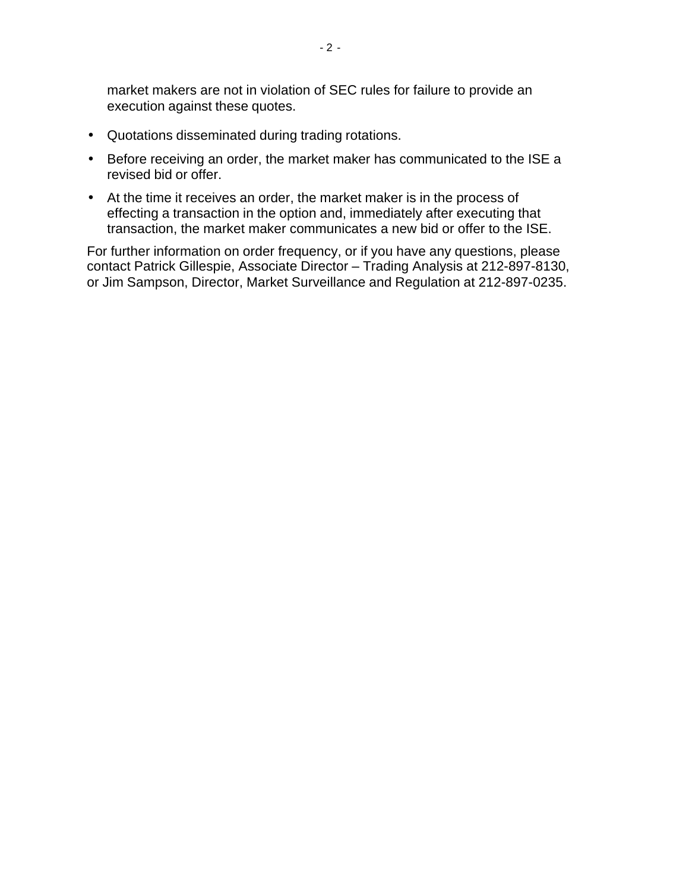market makers are not in violation of SEC rules for failure to provide an execution against these quotes.

- Quotations disseminated during trading rotations.
- Before receiving an order, the market maker has communicated to the ISE a revised bid or offer.
- At the time it receives an order, the market maker is in the process of effecting a transaction in the option and, immediately after executing that transaction, the market maker communicates a new bid or offer to the ISE.

For further information on order frequency, or if you have any questions, please contact Patrick Gillespie, Associate Director – Trading Analysis at 212-897-8130, or Jim Sampson, Director, Market Surveillance and Regulation at 212-897-0235.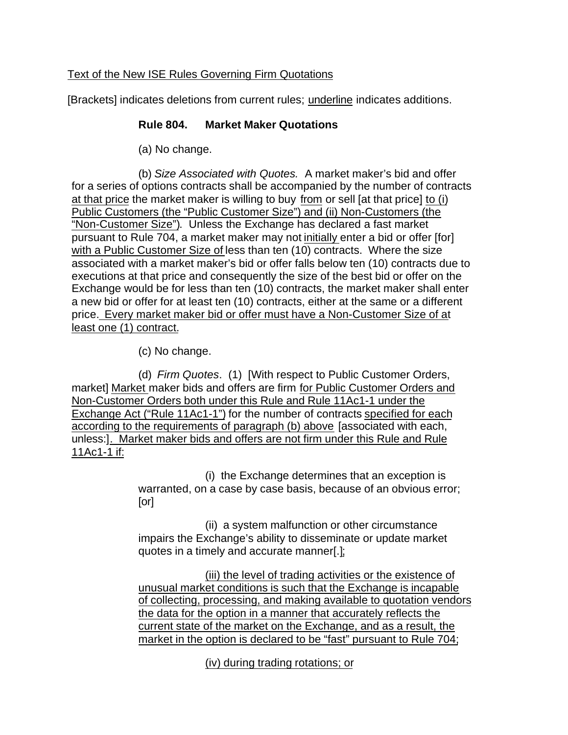<u>Text of the New ISE Rules Governing Firm Quotations</u>

[Brackets] indicates deletions from current rules; <u>underline</u> indicates additions.

**Rule 804. Market Maker Quotations**

(a) No change.

(b) *Size Associated with Quotes.* A market maker's bid and offer for a series of options contracts shall be accompanied by the number of contracts <u>at that price</u> the market maker is willing to buy <u>from</u> or sell [at that price] <u>to (i) Public Customers (the "Public Customer Size") and (ii) Non-Customers (the "Non-Customer Size")</u>. Unless the Exchange has declared a fast market pursuant to Rule 704, a market maker may not <u>initially</u> enter a bid or offer [for] <u>with a Public Customer Size of</u> less than ten (10) contracts. Where the size associated with a market maker's bid or offer falls below ten (10) contracts due to executions at that price and consequently the size of the best bid or offer on the Exchange would be for less than ten (10) contracts, the market maker shall enter a new bid or offer for at least ten (10) contracts, either at the same or a different price<u>. Every market maker bid or offer must have a Non-Customer Size of at least one (1) contract</u>.

(c) No change.

(d) *Firm Quotes*. (1) [With respect to Public Customer Orders, market] <u>Market</u> maker bids and offers are firm <u>for Public Customer Orders and Non-Customer Orders both under this Rule and Rule 11Ac1-1 under the Exchange Act ("Rule 11Ac1-1")</u> for the number of contracts <u>specified for each according to the requirements of paragraph (b) above</u> [associated with each, unless:]<u>. Market maker bids and offers are not firm under this Rule and Rule 11Ac1-1 if:</u>

(i) the Exchange determines that an exception is warranted, on a case by case basis, because of an obvious error; [or]

(ii) a system malfunction or other circumstance impairs the Exchange's ability to disseminate or update market quotes in a timely and accurate manner[.]<u>;</u>

<u>(iii) the level of trading activities or the existence of unusual market conditions is such that the Exchange is incapable of collecting, processing, and making available to quotation vendors the data for the option in a manner that accurately reflects the current state of the market on the Exchange, and as a result, the market in the option is declared to be "fast" pursuant to Rule 704;</u>

<u>(iv) during trading rotations; or</u>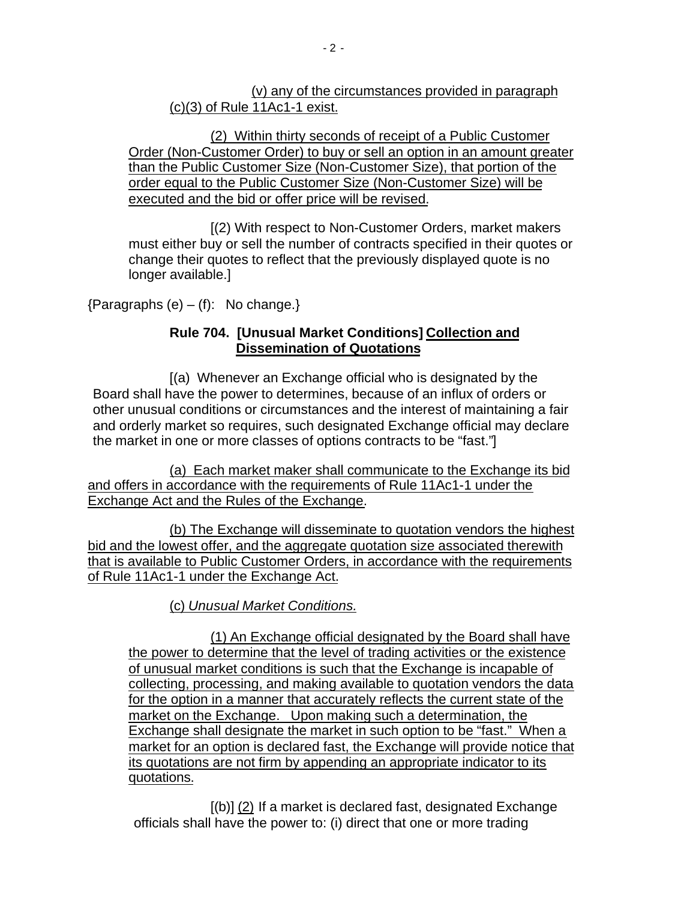(v) any of the circumstances provided in paragraph (c)(3) of Rule 11Ac1-1 exist.

(2) Within thirty seconds of receipt of a Public Customer Order (Non-Customer Order) to buy or sell an option in an amount greater than the Public Customer Size (Non-Customer Size), that portion of the order equal to the Public Customer Size (Non-Customer Size) will be executed and the bid or offer price will be revised.

[(2) With respect to Non-Customer Orders, market makers must either buy or sell the number of contracts specified in their quotes or change their quotes to reflect that the previously displayed quote is no longer available.]

{Paragraphs (e) – (f): No change.}

**Rule 704. [Unusual Market Conditions] Collection and Dissemination of Quotations**

[(a) Whenever an Exchange official who is designated by the Board shall have the power to determines, because of an influx of orders or other unusual conditions or circumstances and the interest of maintaining a fair and orderly market so requires, such designated Exchange official may declare the market in one or more classes of options contracts to be "fast."]

(a) Each market maker shall communicate to the Exchange its bid and offers in accordance with the requirements of Rule 11Ac1-1 under the Exchange Act and the Rules of the Exchange.

(b) The Exchange will disseminate to quotation vendors the highest bid and the lowest offer, and the aggregate quotation size associated therewith that is available to Public Customer Orders, in accordance with the requirements of Rule 11Ac1-1 under the Exchange Act.

(c) *Unusual Market Conditions.*

(1) An Exchange official designated by the Board shall have the power to determine that the level of trading activities or the existence of unusual market conditions is such that the Exchange is incapable of collecting, processing, and making available to quotation vendors the data for the option in a manner that accurately reflects the current state of the market on the Exchange. Upon making such a determination, the Exchange shall designate the market in such option to be "fast." When a market for an option is declared fast, the Exchange will provide notice that its quotations are not firm by appending an appropriate indicator to its quotations.

[(b)] (2) If a market is declared fast, designated Exchange officials shall have the power to: (i) direct that one or more trading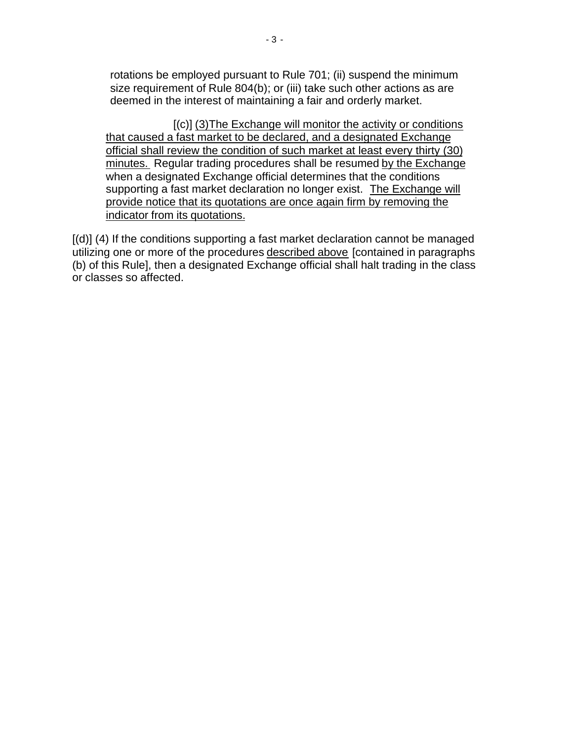rotations be employed pursuant to Rule 701; (ii) suspend the minimum size requirement of Rule 804(b); or (iii) take such other actions as are deemed in the interest of maintaining a fair and orderly market.

[(c)] <u>(3)The Exchange will monitor the activity or conditions that caused a fast market to be declared, and a designated Exchange official shall review the condition of such market at least every thirty (30) minutes.</u> Regular trading procedures shall be resumed <u>by the Exchange</u> when a designated Exchange official determines that the conditions supporting a fast market declaration no longer exist. <u>The Exchange will provide notice that its quotations are once again firm by removing the indicator from its quotations.</u>

[(d)] (4) If the conditions supporting a fast market declaration cannot be managed utilizing one or more of the procedures <u>described above</u> [contained in paragraphs (b) of this Rule], then a designated Exchange official shall halt trading in the class or classes so affected.